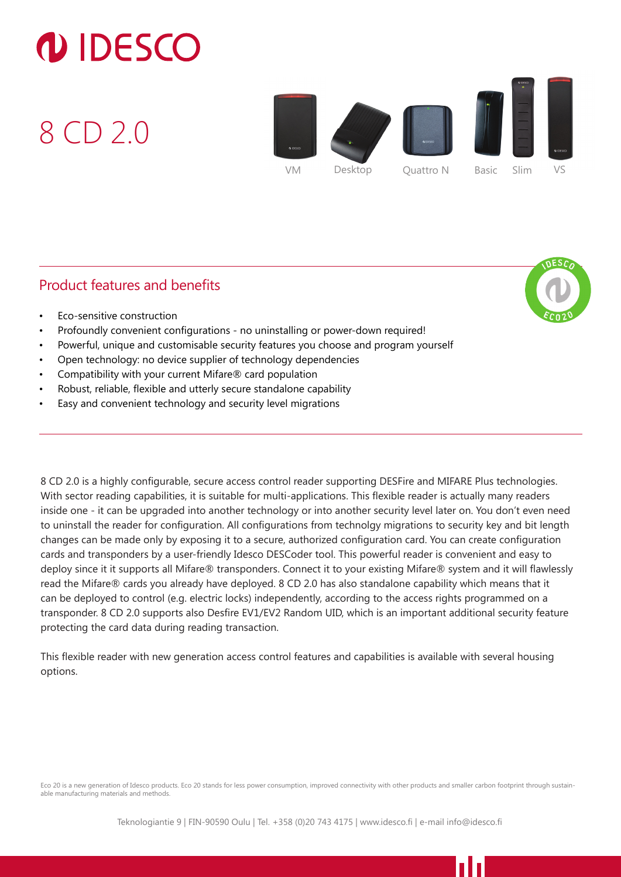# IDESCO

# 8 CD 2.0

VM  Desktop  Quattro N  Basic  Slim  VS

## Product features and benefits

- Eco-sensitive construction
- Profoundly convenient configurations - no uninstalling or power-down required!
- Powerful, unique and customisable security features you choose and program yourself
- Open technology: no device supplier of technology dependencies
- Compatibility with your current Mifare® card population
- Robust, reliable, flexible and utterly secure standalone capability
- Easy and convenient technology and security level migrations

8 CD 2.0 is a highly configurable, secure access control reader supporting DESFire and MIFARE Plus technologies. With sector reading capabilities, it is suitable for multi-applications. This flexible reader is actually many readers inside one - it can be upgraded into another technology or into another security level later on. You don't even need to uninstall the reader for configuration. All configurations from technolgy migrations to security key and bit length changes can be made only by exposing it to a secure, authorized configuration card. You can create configuration cards and transponders by a user-friendly Idesco DESCoder tool. This powerful reader is convenient and easy to deploy since it it supports all Mifare® transponders. Connect it to your existing Mifare® system and it will flawlessly read the Mifare® cards you already have deployed. 8 CD 2.0 has also standalone capability which means that it can be deployed to control (e.g. electric locks) independently, according to the access rights programmed on a transponder. 8 CD 2.0 supports also Desfire EV1/EV2 Random UID, which is an important additional security feature protecting the card data during reading transaction.

This flexible reader with new generation access control features and capabilities is available with several housing options.

Eco 20 is a new generation of Idesco products. Eco 20 stands for less power consumption, improved connectivity with other products and smaller carbon footprint through sustainable manufacturing materials and methods.

Teknologiantie 9 | FIN-90590 Oulu | Tel. +358 (0)20 743 4175 | www.idesco.fi | e-mail info@idesco.fi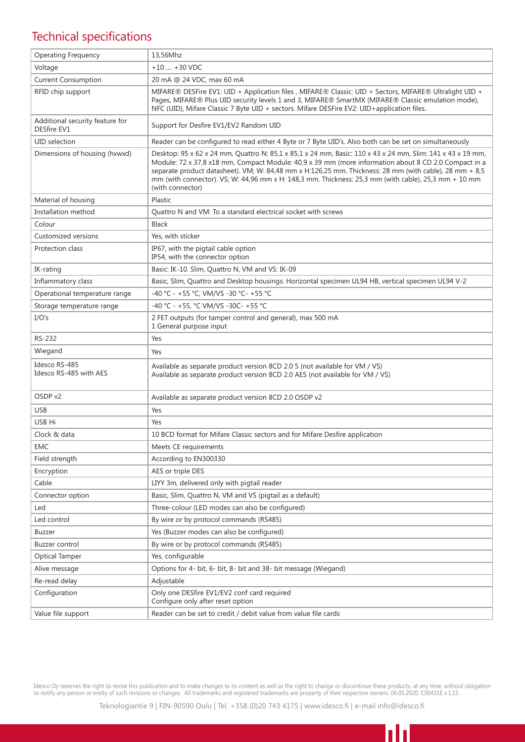## Technical specifications

| | |
|---|---|
| Operating Frequency | 13,56Mhz |
| Voltage | +10 .... +30 VDC |
| Current Consumption | 20 mA @ 24 VDC, max 60 mA |
| RFID chip support | MIFARE® DESFire EV1: UID + Application files , MIFARE® Classic: UID + Sectors, MIFARE® Ultralight UID + Pages, MIFARE® Plus UID security levels 1 and 3, MIFARE® SmartMX (MIFARE® Classic emulation mode), NFC (UID), Mifare Classic 7 Byte UID + sectors. Mifare DESFire EV2: UID+application files. |
| Additional security feature for DESfire EV1 | Support for Desfire EV1/EV2 Random UID |
| UID selection | Reader can be configured to read either 4 Byte or 7 Byte UID's. Also both can be set on simultaneously |
| Dimensions of housing (hxwxd) | Desktop: 95 x 62 x 24 mm, Quattro N: 85,1 x 85,1 x 24 mm, Basic: 110 x 43 x 24 mm, Slim: 141 x 43 x 19 mm, Module: 72 x 37,8 x18 mm, Compact Module: 40,9 x 39 mm (more information about 8 CD 2.0 Compact in a separate product datasheet). VM; W: 84,48 mm x H:126,25 mm. Thickness: 28 mm (with cable), 28 mm + 8,5 mm (with connector). VS; W: 44,96 mm x H: 148,3 mm. Thickness: 25,3 mm (with cable), 25,3 mm + 10 mm (with connector) |
| Material of housing | Plastic |
| Installation method | Quattro N and VM: To a standard electrical socket with screws |
| Colour | Black |
| Customized versions | Yes, with sticker |
| Protection class | IP67, with the pigtail cable option<br>IP54, with the connector option |
| IK-rating | Basic: IK-10. Slim, Quattro N, VM and VS: IK-09 |
| Inflammatory class | Basic, Slim, Quattro and Desktop housings: Horizontal specimen UL94 HB, vertical specimen UL94 V-2 |
| Operational temperature range | -40 °C - +55 °C, VM/VS -30 °C- +55 °C |
| Storage temperature range | -40 °C - +55, °C VM/VS -30C- +55 °C |
| I/O's | 2 FET outputs (for tamper control and general), max 500 mA<br>1 General purpose input |
| RS-232 | Yes |
| Wiegand | Yes |
| Idesco RS-485<br>Idesco RS-485 with AES | Available as separate product version 8CD 2.0 5 (not available for VM / VS)<br>Available as separate product version 8CD 2.0 AES (not available for VM / VS) |
| OSDP v2 | Available as separate product version 8CD 2.0 OSDP v2 |
| USB | Yes |
| USB Hi | Yes |
| Clock & data | 10 BCD format for Mifare Classic sectors and for Mifare Desfire application |
| EMC | Meets CE requirements |
| Field strength | According to EN300330 |
| Encryption | AES or triple DES |
| Cable | LIYY 3m, delivered only with pigtail reader |
| Connector option | Basic, Slim, Quattro N, VM and VS (pigtail as a default) |
| Led | Three-colour (LED modes can also be configured) |
| Led control | By wire or by protocol commands (RS485) |
| Buzzer | Yes (Buzzer modes can also be configured) |
| Buzzer control | By wire or by protocol commands (RS485) |
| Optical Tamper | Yes, configurable |
| Alive message | Options for 4- bit, 6- bit, 8- bit and 38- bit message (Wiegand) |
| Re-read delay | Adjustable |
| Configuration | Only one DESfire EV1/EV2 conf card required<br>Configure only after reset option |
| Value file support | Reader can be set to credit / debit value from value file cards |

Idesco Oy reserves the right to revise this publication and to make changes to its content as well as the right to change or discontinue these products, at any time, without obligation to notify any person or entity of such revisions or changes. All trademarks and registered trademarks are property of their respective owners. 06.05.2020. C00431E v.1.15.

Teknologiantie 9 | FIN-90590 Oulu | Tel. +358 (0)20 743 4175 | www.idesco.fi | e-mail info@idesco.fi